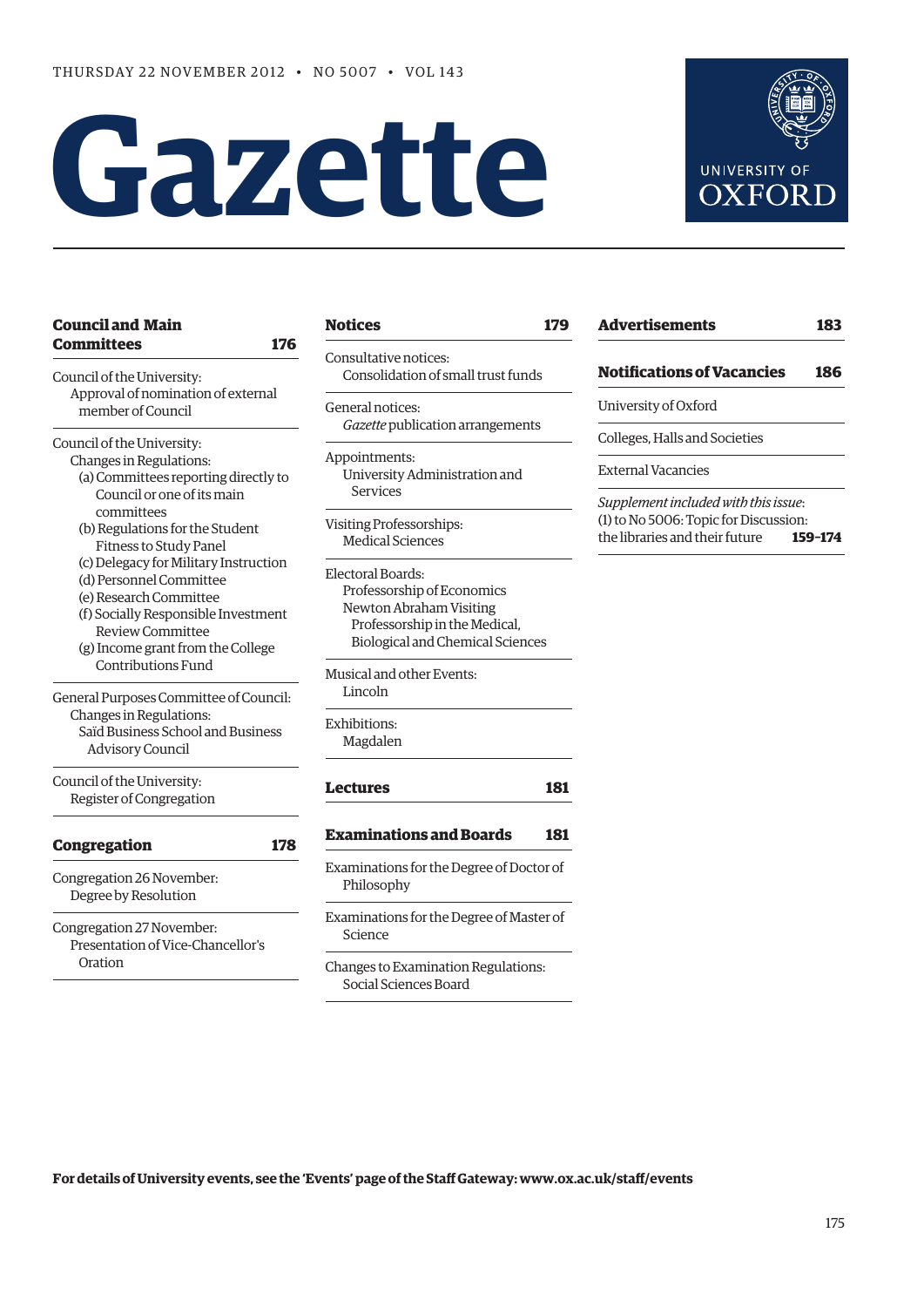THURSDAY 22 NOVEMBER 2012 • NO 5007 • VOL 143

# Gazette

UNIVERSITY OF OXFORD

**Council and Main Committees** **176**

Council of the University:
Approval of nomination of external member of Council

Council of the University:
Changes in Regulations:
(a) Committees reporting directly to Council or one of its main committees
(b) Regulations for the Student Fitness to Study Panel
(c) Delegacy for Military Instruction
(d) Personnel Committee
(e) Research Committee
(f) Socially Responsible Investment Review Committee
(g) Income grant from the College Contributions Fund

General Purposes Committee of Council:
Changes in Regulations:
Saïd Business School and Business Advisory Council

Council of the University:
Register of Congregation

**Congregation** **178**

Congregation 26 November:
Degree by Resolution

Congregation 27 November:
Presentation of Vice-Chancellor's Oration

**Notices** **179**

Consultative notices:
Consolidation of small trust funds

General notices:
*Gazette* publication arrangements

Appointments:
University Administration and Services

Visiting Professorships:
Medical Sciences

Electoral Boards:
Professorship of Economics
Newton Abraham Visiting Professorship in the Medical, Biological and Chemical Sciences

Musical and other Events:
Lincoln

Exhibitions:
Magdalen

**Lectures** **181**

**Examinations and Boards** **181**

Examinations for the Degree of Doctor of Philosophy

Examinations for the Degree of Master of Science

Changes to Examination Regulations:
Social Sciences Board

**Advertisements** **183**

**Notifications of Vacancies** **186**

University of Oxford

Colleges, Halls and Societies

External Vacancies

*Supplement included with this issue*:
(1) to No 5006: Topic for Discussion: the libraries and their future **159–174**

**For details of University events, see the 'Events' page of the Staff Gateway: www.ox.ac.uk/staff/events**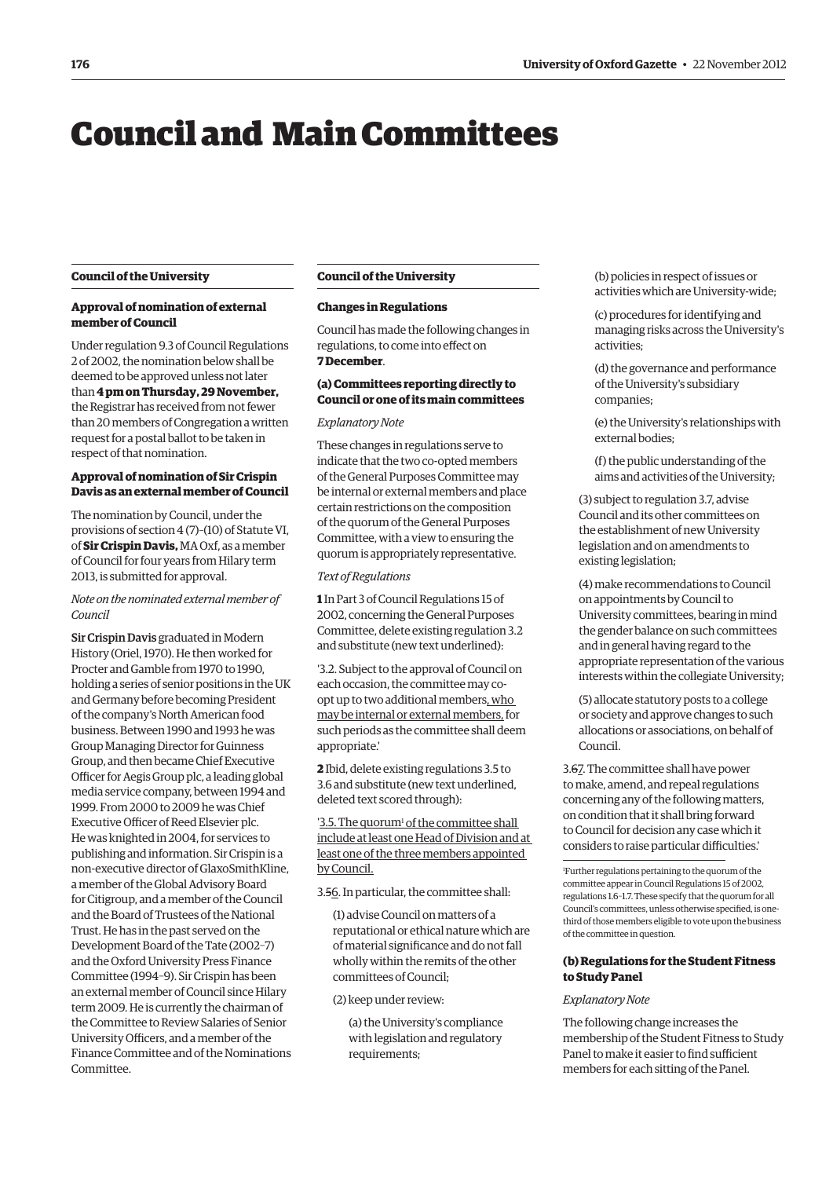# Council and Main Committees

## Council of the University

### Approval of nomination of external member of Council

Under regulation 9.3 of Council Regulations 2 of 2002, the nomination below shall be deemed to be approved unless not later than **4 pm on Thursday, 29 November,** the Registrar has received from not fewer than 20 members of Congregation a written request for a postal ballot to be taken in respect of that nomination.

### Approval of nomination of Sir Crispin Davis as an external member of Council

The nomination by Council, under the provisions of section 4 (7)–(10) of Statute VI, of **Sir Crispin Davis,** MA Oxf, as a member of Council for four years from Hilary term 2013, is submitted for approval.

*Note on the nominated external member of Council*

Sir Crispin Davis graduated in Modern History (Oriel, 1970). He then worked for Procter and Gamble from 1970 to 1990, holding a series of senior positions in the UK and Germany before becoming President of the company's North American food business. Between 1990 and 1993 he was Group Managing Director for Guinness Group, and then became Chief Executive Officer for Aegis Group plc, a leading global media service company, between 1994 and 1999. From 2000 to 2009 he was Chief Executive Officer of Reed Elsevier plc. He was knighted in 2004, for services to publishing and information. Sir Crispin is a non-executive director of GlaxoSmithKline, a member of the Global Advisory Board for Citigroup, and a member of the Council and the Board of Trustees of the National Trust. He has in the past served on the Development Board of the Tate (2002–7) and the Oxford University Press Finance Committee (1994–9). Sir Crispin has been an external member of Council since Hilary term 2009. He is currently the chairman of the Committee to Review Salaries of Senior University Officers, and a member of the Finance Committee and of the Nominations Committee.

## Council of the University

### Changes in Regulations

Council has made the following changes in regulations, to come into effect on **7 December**.

### (a) Committees reporting directly to Council or one of its main committees

*Explanatory Note*

These changes in regulations serve to indicate that the two co-opted members of the General Purposes Committee may be internal or external members and place certain restrictions on the composition of the quorum of the General Purposes Committee, with a view to ensuring the quorum is appropriately representative.

*Text of Regulations*

**1** In Part 3 of Council Regulations 15 of 2002, concerning the General Purposes Committee, delete existing regulation 3.2 and substitute (new text underlined):

'3.2. Subject to the approval of Council on each occasion, the committee may co-opt up to two additional members<u>, who may be internal or external members,</u> for such periods as the committee shall deem appropriate.'

**2** Ibid, delete existing regulations 3.5 to 3.6 and substitute (new text underlined, deleted text scored through):

'<u>3.5. The quorum[1] of the committee shall include at least one Head of Division and at least one of the three members appointed by Council.</u>

3.~~5~~<u>6</u>. In particular, the committee shall:

(1) advise Council on matters of a reputational or ethical nature which are of material significance and do not fall wholly within the remits of the other committees of Council;

(2) keep under review:

(a) the University's compliance with legislation and regulatory requirements;

(b) policies in respect of issues or activities which are University-wide;

(c) procedures for identifying and managing risks across the University's activities;

(d) the governance and performance of the University's subsidiary companies;

(e) the University's relationships with external bodies;

(f) the public understanding of the aims and activities of the University;

(3) subject to regulation 3.7, advise Council and its other committees on the establishment of new University legislation and on amendments to existing legislation;

(4) make recommendations to Council on appointments by Council to University committees, bearing in mind the gender balance on such committees and in general having regard to the appropriate representation of the various interests within the collegiate University;

(5) allocate statutory posts to a college or society and approve changes to such allocations or associations, on behalf of Council.

3.~~6~~<u>7</u>. The committee shall have power to make, amend, and repeal regulations concerning any of the following matters, on condition that it shall bring forward to Council for decision any case which it considers to raise particular difficulties.'

[1] Further regulations pertaining to the quorum of the committee appear in Council Regulations 15 of 2002, regulations 1.6–1.7. These specify that the quorum for all Council's committees, unless otherwise specified, is one-third of those members eligible to vote upon the business of the committee in question.

### (b) Regulations for the Student Fitness to Study Panel

*Explanatory Note*

The following change increases the membership of the Student Fitness to Study Panel to make it easier to find sufficient members for each sitting of the Panel.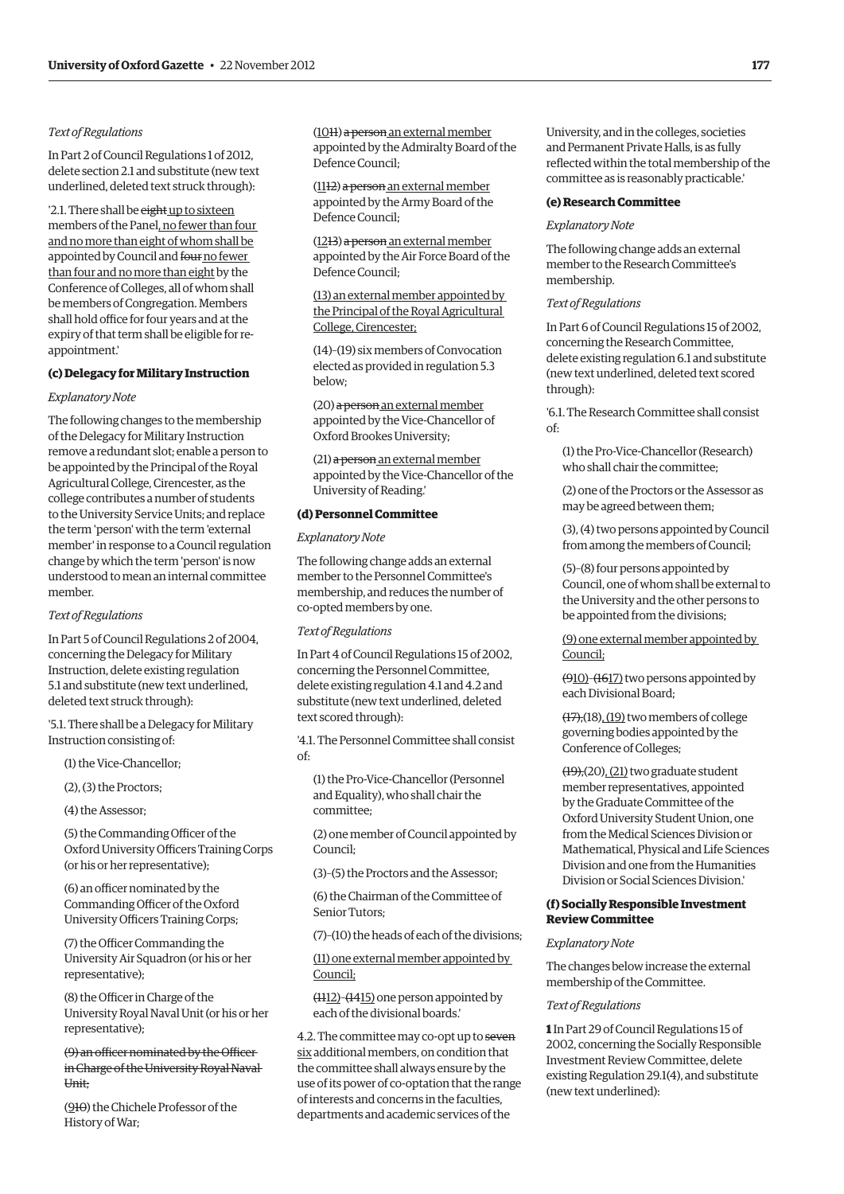*Text of Regulations*

In Part 2 of Council Regulations 1 of 2012, delete section 2.1 and substitute (new text underlined, deleted text struck through):

'2.1. There shall be ~~eight~~ <u>up to sixteen</u> members of the Panel<u>, no fewer than four and no more than eight of whom shall be</u> appointed by Council and ~~four~~ <u>no fewer than four and no more than eight</u> by the Conference of Colleges, all of whom shall be members of Congregation. Members shall hold office for four years and at the expiry of that term shall be eligible for re-appointment.'

### (c) Delegacy for Military Instruction

*Explanatory Note*

The following changes to the membership of the Delegacy for Military Instruction remove a redundant slot; enable a person to be appointed by the Principal of the Royal Agricultural College, Cirencester, as the college contributes a number of students to the University Service Units; and replace the term 'person' with the term 'external member' in response to a Council regulation change by which the term 'person' is now understood to mean an internal committee member.

*Text of Regulations*

In Part 5 of Council Regulations 2 of 2004, concerning the Delegacy for Military Instruction, delete existing regulation 5.1 and substitute (new text underlined, deleted text struck through):

'5.1. There shall be a Delegacy for Military Instruction consisting of:

(1) the Vice-Chancellor;

(2), (3) the Proctors;

(4) the Assessor;

(5) the Commanding Officer of the Oxford University Officers Training Corps (or his or her representative);

(6) an officer nominated by the Commanding Officer of the Oxford University Officers Training Corps;

(7) the Officer Commanding the University Air Squadron (or his or her representative);

(8) the Officer in Charge of the University Royal Naval Unit (or his or her representative);

~~(9) an officer nominated by the Officer in Charge of the University Royal Naval Unit;~~

(<u>9</u>~~10~~) the Chichele Professor of the History of War;

(<u>10</u>~~11~~) ~~a person~~ <u>an external member</u> appointed by the Admiralty Board of the Defence Council;

(<u>11</u>~~12~~) ~~a person~~ <u>an external member</u> appointed by the Army Board of the Defence Council;

(<u>12</u>~~13~~) ~~a person~~ <u>an external member</u> appointed by the Air Force Board of the Defence Council;

<u>(13) an external member appointed by the Principal of the Royal Agricultural College, Cirencester;</u>

(14)–(19) six members of Convocation elected as provided in regulation 5.3 below;

(20) ~~a person~~ <u>an external member</u> appointed by the Vice-Chancellor of Oxford Brookes University;

(21) ~~a person~~ <u>an external member</u> appointed by the Vice-Chancellor of the University of Reading.'

### (d) Personnel Committee

*Explanatory Note*

The following change adds an external member to the Personnel Committee's membership, and reduces the number of co-opted members by one.

*Text of Regulations*

In Part 4 of Council Regulations 15 of 2002, concerning the Personnel Committee, delete existing regulation 4.1 and 4.2 and substitute (new text underlined, deleted text scored through):

'4.1. The Personnel Committee shall consist of:

(1) the Pro-Vice-Chancellor (Personnel and Equality), who shall chair the committee;

(2) one member of Council appointed by Council;

(3)–(5) the Proctors and the Assessor;

(6) the Chairman of the Committee of Senior Tutors;

(7)–(10) the heads of each of the divisions;

<u>(11) one external member appointed by Council;</u>

(~~11~~<u>12</u>)–(~~14~~<u>15</u>) one person appointed by each of the divisional boards.'

4.2. The committee may co-opt up to ~~seven~~ <u>six</u> additional members, on condition that the committee shall always ensure by the use of its power of co-optation that the range of interests and concerns in the faculties, departments and academic services of the University, and in the colleges, societies and Permanent Private Halls, is as fully reflected within the total membership of the committee as is reasonably practicable.'

### (e) Research Committee

*Explanatory Note*

The following change adds an external member to the Research Committee's membership.

*Text of Regulations*

In Part 6 of Council Regulations 15 of 2002, concerning the Research Committee, delete existing regulation 6.1 and substitute (new text underlined, deleted text scored through):

'6.1. The Research Committee shall consist of:

(1) the Pro-Vice-Chancellor (Research) who shall chair the committee;

(2) one of the Proctors or the Assessor as may be agreed between them;

(3), (4) two persons appointed by Council from among the members of Council;

(5)–(8) four persons appointed by Council, one of whom shall be external to the University and the other persons to be appointed from the divisions;

<u>(9) one external member appointed by Council;</u>

(~~9~~<u>10</u>)–(~~16~~<u>17</u>) two persons appointed by each Divisional Board;

~~(17),~~(18)<u>, (19)</u> two members of college governing bodies appointed by the Conference of Colleges;

~~(19),~~(20)<u>, (21)</u> two graduate student member representatives, appointed by the Graduate Committee of the Oxford University Student Union, one from the Medical Sciences Division or Mathematical, Physical and Life Sciences Division and one from the Humanities Division or Social Sciences Division.'

### (f) Socially Responsible Investment Review Committee

*Explanatory Note*

The changes below increase the external membership of the Committee.

*Text of Regulations*

**1** In Part 29 of Council Regulations 15 of 2002, concerning the Socially Responsible Investment Review Committee, delete existing Regulation 29.1(4), and substitute (new text underlined):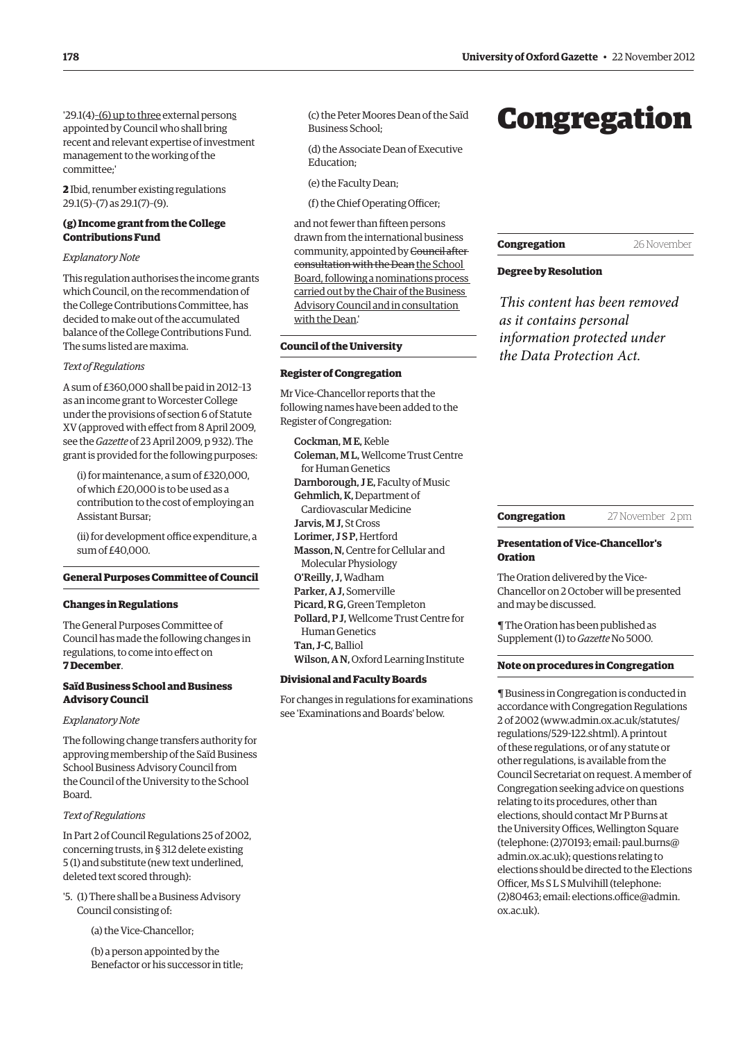'29.1(4)–(6) up to three external persons appointed by Council who shall bring recent and relevant expertise of investment management to the working of the committee;'

**2** Ibid, renumber existing regulations 29.1(5)–(7) as 29.1(7)–(9).

### (g) Income grant from the College Contributions Fund

*Explanatory Note*

This regulation authorises the income grants which Council, on the recommendation of the College Contributions Committee, has decided to make out of the accumulated balance of the College Contributions Fund. The sums listed are maxima.

*Text of Regulations*

A sum of £360,000 shall be paid in 2012–13 as an income grant to Worcester College under the provisions of section 6 of Statute XV (approved with effect from 8 April 2009, see the *Gazette* of 23 April 2009, p 932). The grant is provided for the following purposes:

(i) for maintenance, a sum of £320,000, of which £20,000 is to be used as a contribution to the cost of employing an Assistant Bursar;

(ii) for development office expenditure, a sum of £40,000.

## General Purposes Committee of Council

### Changes in Regulations

The General Purposes Committee of Council has made the following changes in regulations, to come into effect on **7 December**.

### Saïd Business School and Business Advisory Council

*Explanatory Note*

The following change transfers authority for approving membership of the Saïd Business School Business Advisory Council from the Council of the University to the School Board.

*Text of Regulations*

In Part 2 of Council Regulations 25 of 2002, concerning trusts, in § 312 delete existing 5 (1) and substitute (new text underlined, deleted text scored through):

'5. (1) There shall be a Business Advisory Council consisting of:

(a) the Vice-Chancellor;

(b) a person appointed by the Benefactor or his successor in title;

(c) the Peter Moores Dean of the Saïd Business School;

(d) the Associate Dean of Executive Education;

(e) the Faculty Dean;

(f) the Chief Operating Officer;

and not fewer than fifteen persons drawn from the international business community, appointed by ~~Council after consultation with the Dean~~ the School Board, following a nominations process carried out by the Chair of the Business Advisory Council and in consultation with the Dean.'

## Council of the University

### Register of Congregation

Mr Vice-Chancellor reports that the following names have been added to the Register of Congregation:

**Cockman, M E,** Keble
**Coleman, M L,** Wellcome Trust Centre for Human Genetics
**Darnborough, J E,** Faculty of Music
**Gehmlich, K,** Department of Cardiovascular Medicine
**Jarvis, M J,** St Cross
**Lorimer, J S P,** Hertford
**Masson, N,** Centre for Cellular and Molecular Physiology
**O'Reilly, J,** Wadham
**Parker, A J,** Somerville
**Picard, R G,** Green Templeton
**Pollard, P J,** Wellcome Trust Centre for Human Genetics
**Tan, J-C,** Balliol
**Wilson, A N,** Oxford Learning Institute

### Divisional and Faculty Boards

For changes in regulations for examinations see 'Examinations and Boards' below.

# Congregation

## Congregation 26 November

### Degree by Resolution

*This content has been removed as it contains personal information protected under the Data Protection Act.*

## Congregation 27 November 2 pm

### Presentation of Vice-Chancellor's Oration

The Oration delivered by the Vice-Chancellor on 2 October will be presented and may be discussed.

¶ The Oration has been published as Supplement (1) to *Gazette* No 5000.

### Note on procedures in Congregation

¶ Business in Congregation is conducted in accordance with Congregation Regulations 2 of 2002 (www.admin.ox.ac.uk/statutes/regulations/529-122.shtml). A printout of these regulations, or of any statute or other regulations, is available from the Council Secretariat on request. A member of Congregation seeking advice on questions relating to its procedures, other than elections, should contact Mr P Burns at the University Offices, Wellington Square (telephone: (2)70193; email: paul.burns@admin.ox.ac.uk); questions relating to elections should be directed to the Elections Officer, Ms S L S Mulvihill (telephone: (2)80463; email: elections.office@admin.ox.ac.uk).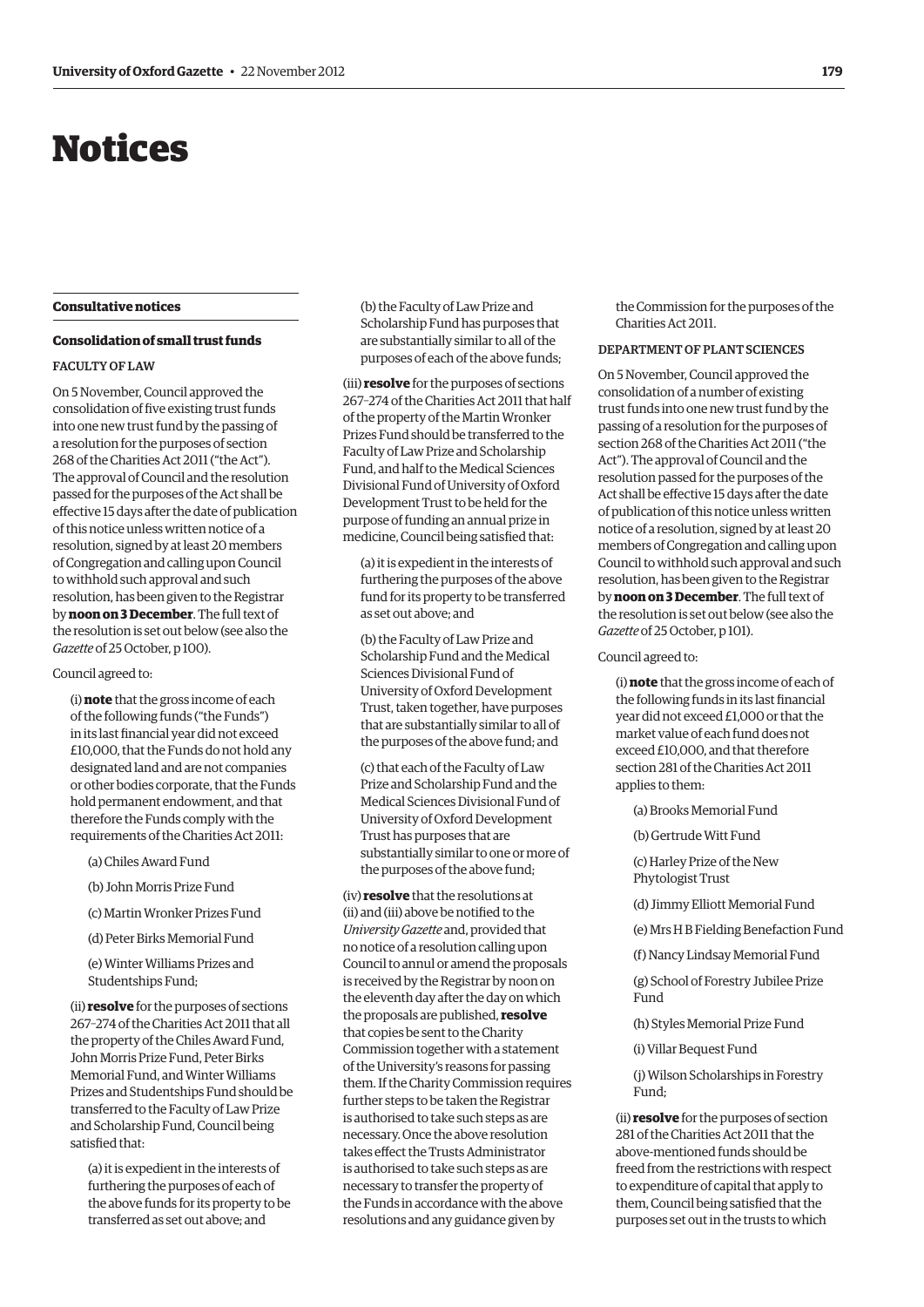# Notices

## Consultative notices

### Consolidation of small trust funds

#### FACULTY OF LAW

On 5 November, Council approved the consolidation of five existing trust funds into one new trust fund by the passing of a resolution for the purposes of section 268 of the Charities Act 2011 ("the Act"). The approval of Council and the resolution passed for the purposes of the Act shall be effective 15 days after the date of publication of this notice unless written notice of a resolution, signed by at least 20 members of Congregation and calling upon Council to withhold such approval and such resolution, has been given to the Registrar by **noon on 3 December**. The full text of the resolution is set out below (see also the *Gazette* of 25 October, p 100).

Council agreed to:

(i) **note** that the gross income of each of the following funds ("the Funds") in its last financial year did not exceed £10,000, that the Funds do not hold any designated land and are not companies or other bodies corporate, that the Funds hold permanent endowment, and that therefore the Funds comply with the requirements of the Charities Act 2011:

(a) Chiles Award Fund

(b) John Morris Prize Fund

(c) Martin Wronker Prizes Fund

(d) Peter Birks Memorial Fund

(e) Winter Williams Prizes and Studentships Fund;

(ii) **resolve** for the purposes of sections 267–274 of the Charities Act 2011 that all the property of the Chiles Award Fund, John Morris Prize Fund, Peter Birks Memorial Fund, and Winter Williams Prizes and Studentships Fund should be transferred to the Faculty of Law Prize and Scholarship Fund, Council being satisfied that:

(a) it is expedient in the interests of furthering the purposes of each of the above funds for its property to be transferred as set out above; and

(b) the Faculty of Law Prize and Scholarship Fund has purposes that are substantially similar to all of the purposes of each of the above funds;

(iii) **resolve** for the purposes of sections 267–274 of the Charities Act 2011 that half of the property of the Martin Wronker Prizes Fund should be transferred to the Faculty of Law Prize and Scholarship Fund, and half to the Medical Sciences Divisional Fund of University of Oxford Development Trust to be held for the purpose of funding an annual prize in medicine, Council being satisfied that:

(a) it is expedient in the interests of furthering the purposes of the above fund for its property to be transferred as set out above; and

(b) the Faculty of Law Prize and Scholarship Fund and the Medical Sciences Divisional Fund of University of Oxford Development Trust, taken together, have purposes that are substantially similar to all of the purposes of the above fund; and

(c) that each of the Faculty of Law Prize and Scholarship Fund and the Medical Sciences Divisional Fund of University of Oxford Development Trust has purposes that are substantially similar to one or more of the purposes of the above fund;

(iv) **resolve** that the resolutions at (ii) and (iii) above be notified to the *University Gazette* and, provided that no notice of a resolution calling upon Council to annul or amend the proposals is received by the Registrar by noon on the eleventh day after the day on which the proposals are published, **resolve** that copies be sent to the Charity Commission together with a statement of the University's reasons for passing them. If the Charity Commission requires further steps to be taken the Registrar is authorised to take such steps as are necessary. Once the above resolution takes effect the Trusts Administrator is authorised to take such steps as are necessary to transfer the property of the Funds in accordance with the above resolutions and any guidance given by the Commission for the purposes of the Charities Act 2011.

#### DEPARTMENT OF PLANT SCIENCES

On 5 November, Council approved the consolidation of a number of existing trust funds into one new trust fund by the passing of a resolution for the purposes of section 268 of the Charities Act 2011 ("the Act"). The approval of Council and the resolution passed for the purposes of the Act shall be effective 15 days after the date of publication of this notice unless written notice of a resolution, signed by at least 20 members of Congregation and calling upon Council to withhold such approval and such resolution, has been given to the Registrar by **noon on 3 December**. The full text of the resolution is set out below (see also the *Gazette* of 25 October, p 101).

Council agreed to:

(i) **note** that the gross income of each of the following funds in its last financial year did not exceed £1,000 or that the market value of each fund does not exceed £10,000, and that therefore section 281 of the Charities Act 2011 applies to them:

(a) Brooks Memorial Fund

(b) Gertrude Witt Fund

(c) Harley Prize of the New Phytologist Trust

(d) Jimmy Elliott Memorial Fund

(e) Mrs H B Fielding Benefaction Fund

(f) Nancy Lindsay Memorial Fund

(g) School of Forestry Jubilee Prize Fund

(h) Styles Memorial Prize Fund

(i) Villar Bequest Fund

(j) Wilson Scholarships in Forestry Fund;

(ii) **resolve** for the purposes of section 281 of the Charities Act 2011 that the above-mentioned funds should be freed from the restrictions with respect to expenditure of capital that apply to them, Council being satisfied that the purposes set out in the trusts to which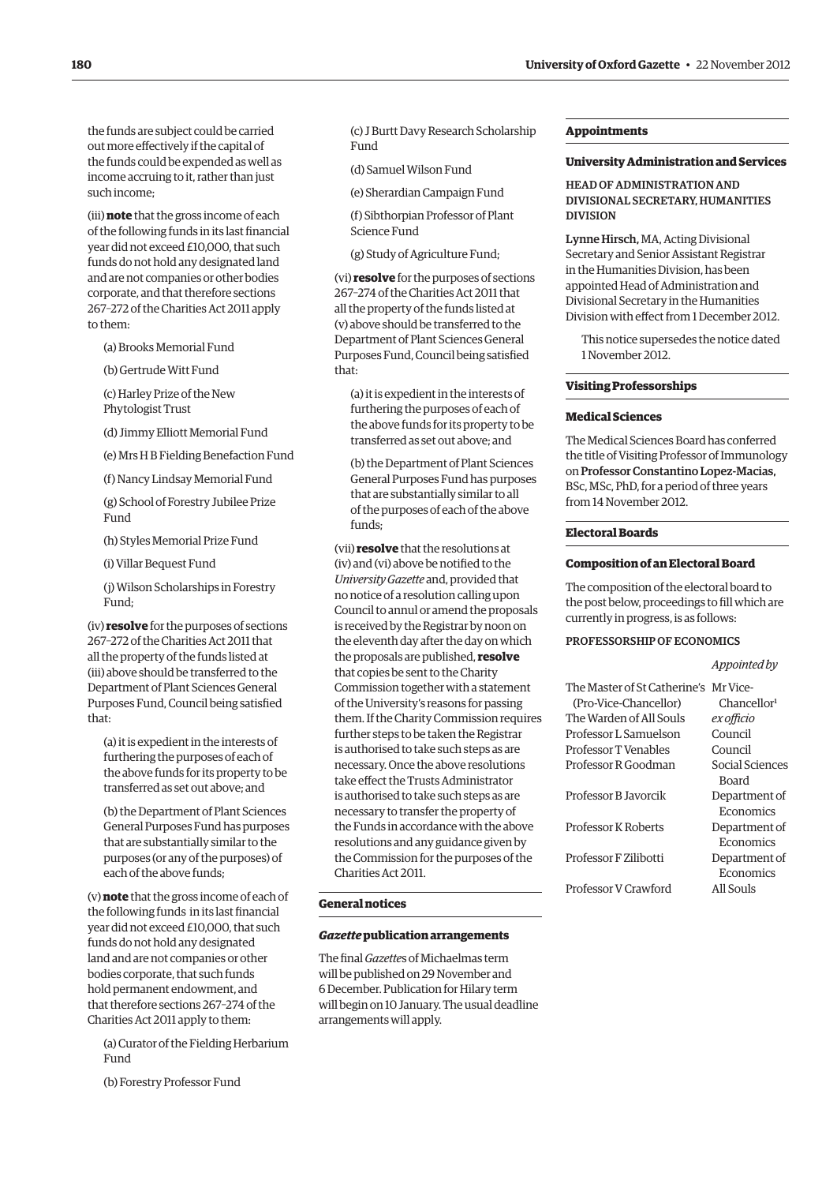the funds are subject could be carried out more effectively if the capital of the funds could be expended as well as income accruing to it, rather than just such income;

(iii) **note** that the gross income of each of the following funds in its last financial year did not exceed £10,000, that such funds do not hold any designated land and are not companies or other bodies corporate, and that therefore sections 267–272 of the Charities Act 2011 apply to them:

(a) Brooks Memorial Fund

(b) Gertrude Witt Fund

(c) Harley Prize of the New Phytologist Trust

(d) Jimmy Elliott Memorial Fund

(e) Mrs H B Fielding Benefaction Fund

(f) Nancy Lindsay Memorial Fund

(g) School of Forestry Jubilee Prize Fund

(h) Styles Memorial Prize Fund

(i) Villar Bequest Fund

(j) Wilson Scholarships in Forestry Fund;

(iv) **resolve** for the purposes of sections 267–272 of the Charities Act 2011 that all the property of the funds listed at (iii) above should be transferred to the Department of Plant Sciences General Purposes Fund, Council being satisfied that:

(a) it is expedient in the interests of furthering the purposes of each of the above funds for its property to be transferred as set out above; and

(b) the Department of Plant Sciences General Purposes Fund has purposes that are substantially similar to the purposes (or any of the purposes) of each of the above funds;

(v) **note** that the gross income of each of the following funds in its last financial year did not exceed £10,000, that such funds do not hold any designated land and are not companies or other bodies corporate, that such funds hold permanent endowment, and that therefore sections 267–274 of the Charities Act 2011 apply to them:

(a) Curator of the Fielding Herbarium Fund

(b) Forestry Professor Fund

(c) J Burtt Davy Research Scholarship Fund

(d) Samuel Wilson Fund

(e) Sherardian Campaign Fund

(f) Sibthorpian Professor of Plant Science Fund

(g) Study of Agriculture Fund;

(vi) **resolve** for the purposes of sections 267–274 of the Charities Act 2011 that all the property of the funds listed at (v) above should be transferred to the Department of Plant Sciences General Purposes Fund, Council being satisfied that:

(a) it is expedient in the interests of furthering the purposes of each of the above funds for its property to be transferred as set out above; and

(b) the Department of Plant Sciences General Purposes Fund has purposes that are substantially similar to all of the purposes of each of the above funds;

(vii) **resolve** that the resolutions at (iv) and (vi) above be notified to the *University Gazette* and, provided that no notice of a resolution calling upon Council to annul or amend the proposals is received by the Registrar by noon on the eleventh day after the day on which the proposals are published, **resolve** that copies be sent to the Charity Commission together with a statement of the University's reasons for passing them. If the Charity Commission requires further steps to be taken the Registrar is authorised to take such steps as are necessary. Once the above resolutions take effect the Trusts Administrator is authorised to take such steps as are necessary to transfer the property of the Funds in accordance with the above resolutions and any guidance given by the Commission for the purposes of the Charities Act 2011.

## General notices

### *Gazette* publication arrangements

The final *Gazette*s of Michaelmas term will be published on 29 November and 6 December. Publication for Hilary term will begin on 10 January. The usual deadline arrangements will apply.

## Appointments

### University Administration and Services

HEAD OF ADMINISTRATION AND DIVISIONAL SECRETARY, HUMANITIES DIVISION

**Lynne Hirsch**, MA, Acting Divisional Secretary and Senior Assistant Registrar in the Humanities Division, has been appointed Head of Administration and Divisional Secretary in the Humanities Division with effect from 1 December 2012.

This notice supersedes the notice dated 1 November 2012.

## Visiting Professorships

### Medical Sciences

The Medical Sciences Board has conferred the title of Visiting Professor of Immunology on **Professor Constantino Lopez-Macias**, BSc, MSc, PhD, for a period of three years from 14 November 2012.

## Electoral Boards

### Composition of an Electoral Board

The composition of the electoral board to the post below, proceedings to fill which are currently in progress, is as follows:

PROFESSORSHIP OF ECONOMICS

| | *Appointed by* |
|---|---|
| The Master of St Catherine's (Pro-Vice-Chancellor) | Mr Vice-Chancellor[1] |
| The Warden of All Souls | *ex officio* |
| Professor L Samuelson | Council |
| Professor T Venables | Council |
| Professor R Goodman | Social Sciences Board |
| Professor B Javorcik | Department of Economics |
| Professor K Roberts | Department of Economics |
| Professor F Zilibotti | Department of Economics |
| Professor V Crawford | All Souls |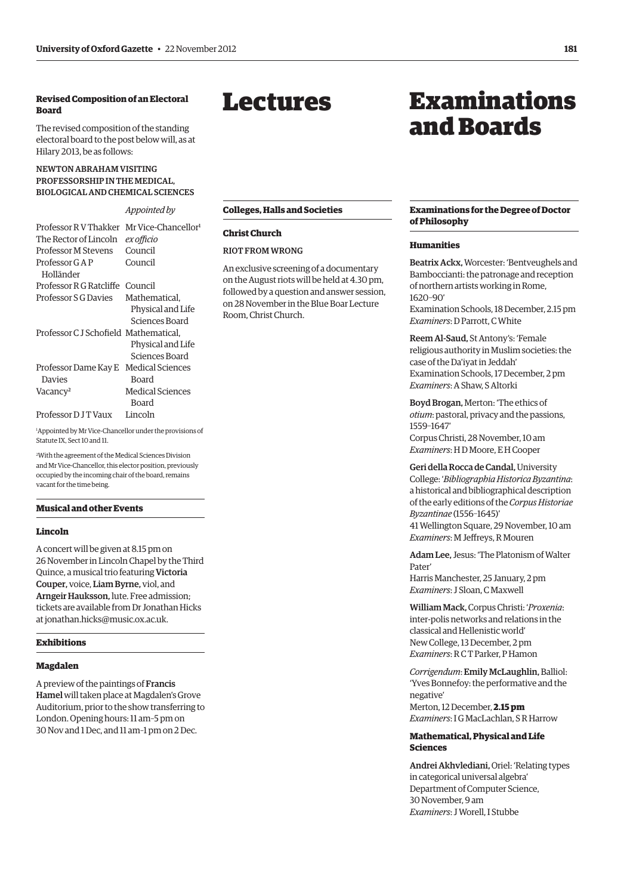### Revised Composition of an Electoral Board

The revised composition of the standing electoral board to the post below will, as at Hilary 2013, be as follows:

NEWTON ABRAHAM VISITING PROFESSORSHIP IN THE MEDICAL, BIOLOGICAL AND CHEMICAL SCIENCES

| | *Appointed by* |
|---|---|
| Professor R V Thakker | Mr Vice-Chancellor[1] |
| The Rector of Lincoln | *ex officio* |
| Professor M Stevens | Council |
| Professor G A P Holländer | Council |
| Professor R G Ratcliffe | Council |
| Professor S G Davies | Mathematical, Physical and Life Sciences Board |
| Professor C J Schofield | Mathematical, Physical and Life Sciences Board |
| Professor Dame Kay E Davies | Medical Sciences Board |
| Vacancy[2] | Medical Sciences Board |
| Professor D J T Vaux | Lincoln |

[1]Appointed by Mr Vice-Chancellor under the provisions of Statute IX, Sect 10 and 11.

[2]With the agreement of the Medical Sciences Division and Mr Vice-Chancellor, this elector position, previously occupied by the incoming chair of the board, remains vacant for the time being.

### Musical and other Events

#### Lincoln

A concert will be given at 8.15 pm on 26 November in Lincoln Chapel by the Third Quince, a musical trio featuring **Victoria Couper**, voice, **Liam Byrne**, viol, and **Arngeir Hauksson**, lute. Free admission; tickets are available from Dr Jonathan Hicks at jonathan.hicks@music.ox.ac.uk.

### Exhibitions

#### Magdalen

A preview of the paintings of **Francis Hamel** will taken place at Magdalen's Grove Auditorium, prior to the show transferring to London. Opening hours: 11 am–5 pm on 30 Nov and 1 Dec, and 11 am–1 pm on 2 Dec.

# Lectures

### Colleges, Halls and Societies

#### Christ Church

RIOT FROM WRONG

An exclusive screening of a documentary on the August riots will be held at 4.30 pm, followed by a question and answer session, on 28 November in the Blue Boar Lecture Room, Christ Church.

# Examinations and Boards

### Examinations for the Degree of Doctor of Philosophy

#### Humanities

**Beatrix Ackx,** Worcester: 'Bentveughels and Bamboccianti: the patronage and reception of northern artists working in Rome, 1620–90'
Examination Schools, 18 December, 2.15 pm
*Examiners*: D Parrott, C White

**Reem Al-Saud,** St Antony's: 'Female religious authority in Muslim societies: the case of the Da'iyat in Jeddah'
Examination Schools, 17 December, 2 pm
*Examiners*: A Shaw, S Altorki

**Boyd Brogan,** Merton: 'The ethics of *otium*: pastoral, privacy and the passions, 1559–1647'
Corpus Christi, 28 November, 10 am
*Examiners*: H D Moore, E H Cooper

**Geri della Rocca de Candal,** University College: '*Bibliographia Historica Byzantina*: a historical and bibliographical description of the early editions of the *Corpus Historiae Byzantinae* (1556–1645)'
41 Wellington Square, 29 November, 10 am
*Examiners*: M Jeffreys, R Mouren

**Adam Lee,** Jesus: 'The Platonism of Walter Pater'
Harris Manchester, 25 January, 2 pm
*Examiners*: J Sloan, C Maxwell

**William Mack,** Corpus Christi: '*Proxenia*: inter-polis networks and relations in the classical and Hellenistic world'
New College, 13 December, 2 pm
*Examiners*: R C T Parker, P Hamon

*Corrigendum*: **Emily McLaughlin,** Balliol: 'Yves Bonnefoy: the performative and the negative'
Merton, 12 December, **2.15 pm**
*Examiners*: I G MacLachlan, S R Harrow

#### Mathematical, Physical and Life Sciences

**Andrei Akhvlediani,** Oriel: 'Relating types in categorical universal algebra'
Department of Computer Science, 30 November, 9 am
*Examiners*: J Worell, I Stubbe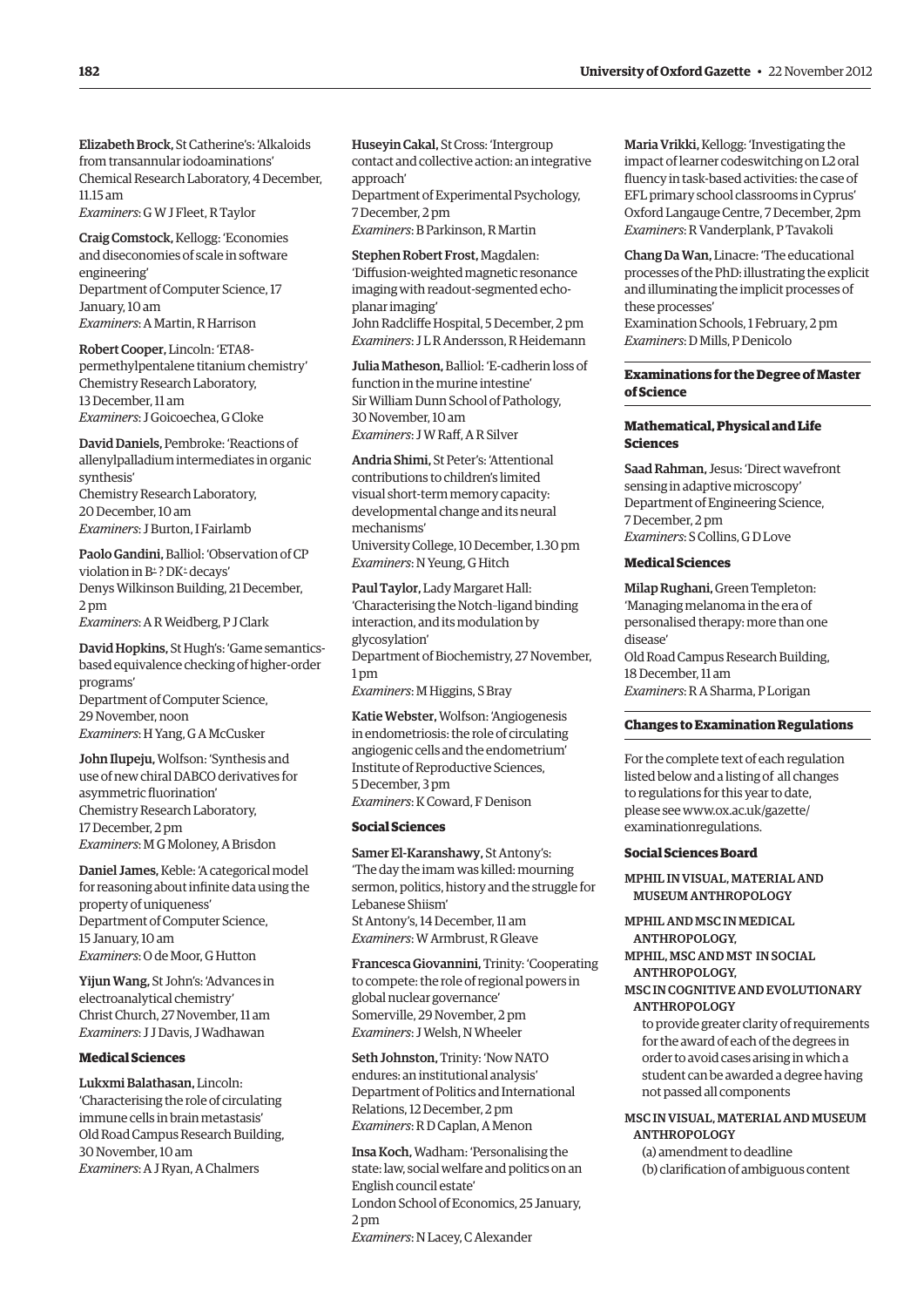**Elizabeth Brock,** St Catherine's: 'Alkaloids from transannular iodoaminations'
Chemical Research Laboratory, 4 December, 11.15 am
*Examiners*: G W J Fleet, R Taylor

**Craig Comstock,** Kellogg: 'Economies and diseconomies of scale in software engineering'
Department of Computer Science, 17 January, 10 am
*Examiners*: A Martin, R Harrison

**Robert Cooper,** Lincoln: 'ETA8-permethylpentalene titanium chemistry'
Chemistry Research Laboratory, 13 December, 11 am
*Examiners*: J Goicoechea, G Cloke

**David Daniels,** Pembroke: 'Reactions of allenylpalladium intermediates in organic synthesis'
Chemistry Research Laboratory, 20 December, 10 am
*Examiners*: J Burton, I Fairlamb

**Paolo Gandini,** Balliol: 'Observation of CP violation in $B^{\pm}$ ? $DK^{\pm}$ decays'
Denys Wilkinson Building, 21 December, 2 pm
*Examiners*: A R Weidberg, P J Clark

**David Hopkins,** St Hugh's: 'Game semantics-based equivalence checking of higher-order programs'
Department of Computer Science, 29 November, noon
*Examiners*: H Yang, G A McCusker

**John Ilupeju,** Wolfson: 'Synthesis and use of new chiral DABCO derivatives for asymmetric fluorination'
Chemistry Research Laboratory, 17 December, 2 pm
*Examiners*: M G Moloney, A Brisdon

**Daniel James,** Keble: 'A categorical model for reasoning about infinite data using the property of uniqueness'
Department of Computer Science, 15 January, 10 am
*Examiners*: O de Moor, G Hutton

**Yijun Wang,** St John's: 'Advances in electroanalytical chemistry'
Christ Church, 27 November, 11 am
*Examiners*: J J Davis, J Wadhawan

### Medical Sciences

**Lukxmi Balathasan,** Lincoln: 'Characterising the role of circulating immune cells in brain metastasis'
Old Road Campus Research Building, 30 November, 10 am
*Examiners*: A J Ryan, A Chalmers

**Huseyin Cakal,** St Cross: 'Intergroup contact and collective action: an integrative approach'
Department of Experimental Psychology, 7 December, 2 pm
*Examiners*: B Parkinson, R Martin

**Stephen Robert Frost,** Magdalen: 'Diffusion-weighted magnetic resonance imaging with readout-segmented echo-planar imaging'
John Radcliffe Hospital, 5 December, 2 pm
*Examiners*: J L R Andersson, R Heidemann

**Julia Matheson,** Balliol: 'E-cadherin loss of function in the murine intestine'
Sir William Dunn School of Pathology, 30 November, 10 am
*Examiners*: J W Raff, A R Silver

**Andria Shimi,** St Peter's: 'Attentional contributions to children's limited visual short-term memory capacity: developmental change and its neural mechanisms'
University College, 10 December, 1.30 pm
*Examiners*: N Yeung, G Hitch

**Paul Taylor,** Lady Margaret Hall: 'Characterising the Notch–ligand binding interaction, and its modulation by glycosylation'
Department of Biochemistry, 27 November, 1 pm
*Examiners*: M Higgins, S Bray

**Katie Webster,** Wolfson: 'Angiogenesis in endometriosis: the role of circulating angiogenic cells and the endometrium'
Institute of Reproductive Sciences, 5 December, 3 pm
*Examiners*: K Coward, F Denison

### Social Sciences

**Samer El-Karanshawy,** St Antony's: 'The day the imam was killed: mourning sermon, politics, history and the struggle for Lebanese Shiism'
St Antony's, 14 December, 11 am
*Examiners*: W Armbrust, R Gleave

**Francesca Giovannini,** Trinity: 'Cooperating to compete: the role of regional powers in global nuclear governance'
Somerville, 29 November, 2 pm
*Examiners*: J Welsh, N Wheeler

**Seth Johnston,** Trinity: 'Now NATO endures: an institutional analysis'
Department of Politics and International Relations, 12 December, 2 pm
*Examiners*: R D Caplan, A Menon

**Insa Koch,** Wadham: 'Personalising the state: law, social welfare and politics on an English council estate'
London School of Economics, 25 January, 2 pm
*Examiners*: N Lacey, C Alexander

**Maria Vrikki,** Kellogg: 'Investigating the impact of learner codeswitching on L2 oral fluency in task-based activities: the case of EFL primary school classrooms in Cyprus'
Oxford Langauge Centre, 7 December, 2pm
*Examiners*: R Vanderplank, P Tavakoli

**Chang Da Wan,** Linacre: 'The educational processes of the PhD: illustrating the explicit and illuminating the implicit processes of these processes'
Examination Schools, 1 February, 2 pm
*Examiners*: D Mills, P Denicolo

## Examinations for the Degree of Master of Science

### Mathematical, Physical and Life Sciences

**Saad Rahman,** Jesus: 'Direct wavefront sensing in adaptive microscopy'
Department of Engineering Science, 7 December, 2 pm
*Examiners*: S Collins, G D Love

### Medical Sciences

**Milap Rughani,** Green Templeton: 'Managing melanoma in the era of personalised therapy: more than one disease'
Old Road Campus Research Building, 18 December, 11 am
*Examiners*: R A Sharma, P Lorigan

## Changes to Examination Regulations

For the complete text of each regulation listed below and a listing of all changes to regulations for this year to date, please see www.ox.ac.uk/gazette/examinationregulations.

### Social Sciences Board

MPHIL IN VISUAL, MATERIAL AND MUSEUM ANTHROPOLOGY

MPHIL AND MSC IN MEDICAL ANTHROPOLOGY,
MPHIL, MSC AND MST IN SOCIAL ANTHROPOLOGY,
MSC IN COGNITIVE AND EVOLUTIONARY ANTHROPOLOGY

to provide greater clarity of requirements for the award of each of the degrees in order to avoid cases arising in which a student can be awarded a degree having not passed all components

MSC IN VISUAL, MATERIAL AND MUSEUM ANTHROPOLOGY

(a) amendment to deadline
(b) clarification of ambiguous content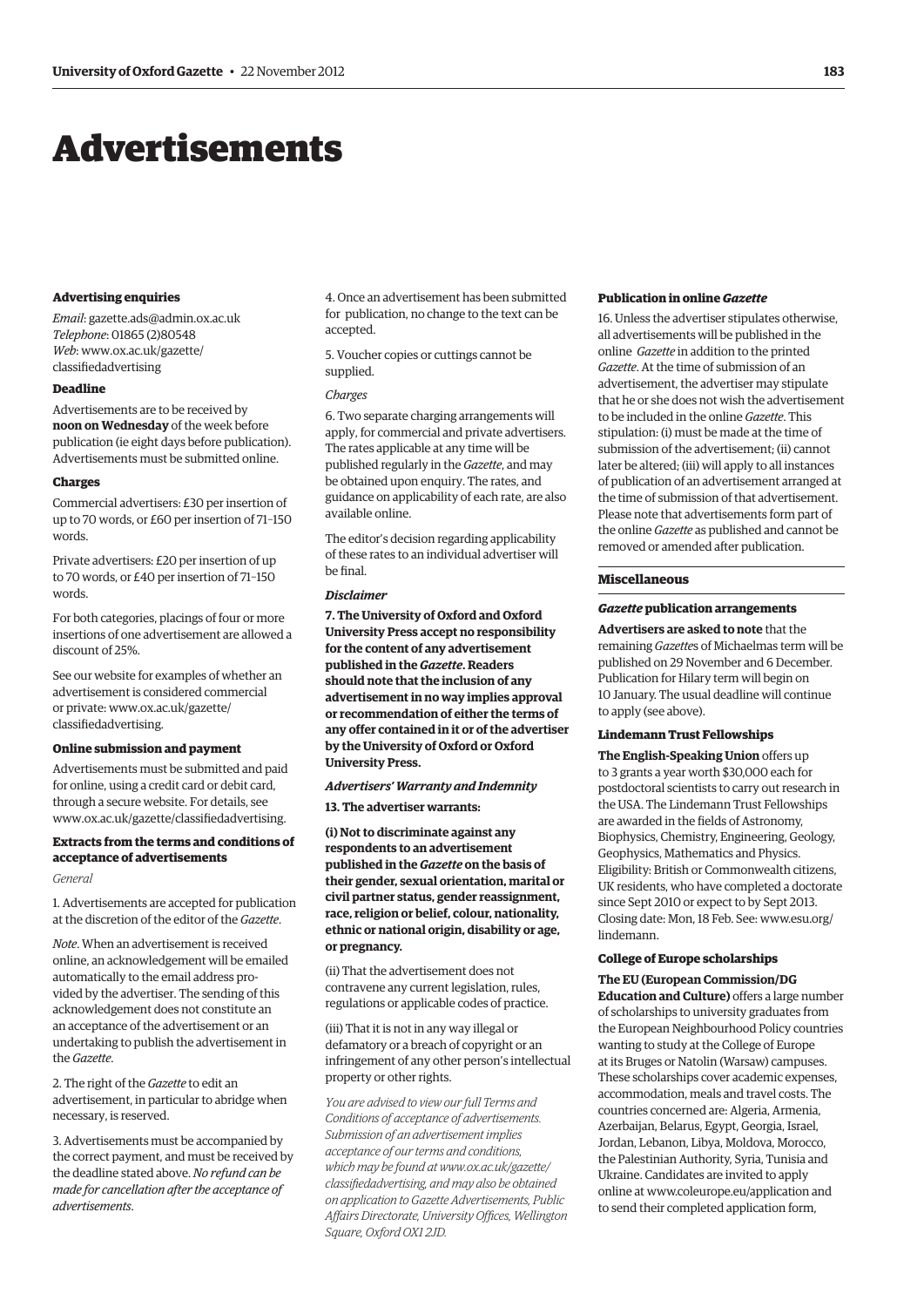# Advertisements

### Advertising enquiries

*Email*: gazette.ads@admin.ox.ac.uk
*Telephone*: 01865 (2)80548
*Web*: www.ox.ac.uk/gazette/classifiedadvertising

### Deadline

Advertisements are to be received by **noon on Wednesday** of the week before publication (ie eight days before publication). Advertisements must be submitted online.

### Charges

Commercial advertisers: £30 per insertion of up to 70 words, or £60 per insertion of 71–150 words.

Private advertisers: £20 per insertion of up to 70 words, or £40 per insertion of 71–150 words.

For both categories, placings of four or more insertions of one advertisement are allowed a discount of 25%.

See our website for examples of whether an advertisement is considered commercial or private: www.ox.ac.uk/gazette/classifiedadvertising.

### Online submission and payment

Advertisements must be submitted and paid for online, using a credit card or debit card, through a secure website. For details, see www.ox.ac.uk/gazette/classifiedadvertising.

### Extracts from the terms and conditions of acceptance of advertisements

*General*

1. Advertisements are accepted for publication at the discretion of the editor of the *Gazette*.

*Note*. When an advertisement is received online, an acknowledgement will be emailed automatically to the email address provided by the advertiser. The sending of this acknowledgement does not constitute an an acceptance of the advertisement or an undertaking to publish the advertisement in the *Gazette*.

2. The right of the *Gazette* to edit an advertisement, in particular to abridge when necessary, is reserved.

3. Advertisements must be accompanied by the correct payment, and must be received by the deadline stated above. *No refund can be made for cancellation after the acceptance of advertisements*.

4. Once an advertisement has been submitted for publication, no change to the text can be accepted.

5. Voucher copies or cuttings cannot be supplied.

*Charges*

6. Two separate charging arrangements will apply, for commercial and private advertisers. The rates applicable at any time will be published regularly in the *Gazette*, and may be obtained upon enquiry. The rates, and guidance on applicability of each rate, are also available online.

The editor's decision regarding applicability of these rates to an individual advertiser will be final.

***Disclaimer***

**7. The University of Oxford and Oxford University Press accept no responsibility for the content of any advertisement published in the *Gazette*. Readers should note that the inclusion of any advertisement in no way implies approval or recommendation of either the terms of any offer contained in it or of the advertiser by the University of Oxford or Oxford University Press.**

***Advertisers' Warranty and Indemnity***

**13. The advertiser warrants:**

**(i) Not to discriminate against any respondents to an advertisement published in the *Gazette* on the basis of their gender, sexual orientation, marital or civil partner status, gender reassignment, race, religion or belief, colour, nationality, ethnic or national origin, disability or age, or pregnancy.**

(ii) That the advertisement does not contravene any current legislation, rules, regulations or applicable codes of practice.

(iii) That it is not in any way illegal or defamatory or a breach of copyright or an infringement of any other person's intellectual property or other rights.

*You are advised to view our full Terms and Conditions of acceptance of advertisements. Submission of an advertisement implies acceptance of our terms and conditions, which may be found at www.ox.ac.uk/gazette/classifiedadvertising, and may also be obtained on application to Gazette Advertisements, Public Affairs Directorate, University Offices, Wellington Square, Oxford OX1 2JD.*

### Publication in online *Gazette*

16. Unless the advertiser stipulates otherwise, all advertisements will be published in the online *Gazette* in addition to the printed *Gazette*. At the time of submission of an advertisement, the advertiser may stipulate that he or she does not wish the advertisement to be included in the online *Gazette*. This stipulation: (i) must be made at the time of submission of the advertisement; (ii) cannot later be altered; (iii) will apply to all instances of publication of an advertisement arranged at the time of submission of that advertisement. Please note that advertisements form part of the online *Gazette* as published and cannot be removed or amended after publication.

## Miscellaneous

### *Gazette* publication arrangements

**Advertisers are asked to note** that the remaining *Gazette*s of Michaelmas term will be published on 29 November and 6 December. Publication for Hilary term will begin on 10 January. The usual deadline will continue to apply (see above).

### Lindemann Trust Fellowships

**The English-Speaking Union** offers up to 3 grants a year worth $30,000 each for postdoctoral scientists to carry out research in the USA. The Lindemann Trust Fellowships are awarded in the fields of Astronomy, Biophysics, Chemistry, Engineering, Geology, Geophysics, Mathematics and Physics. Eligibility: British or Commonwealth citizens, UK residents, who have completed a doctorate since Sept 2010 or expect to by Sept 2013. Closing date: Mon, 18 Feb. See: www.esu.org/lindemann.

### College of Europe scholarships

**The EU (European Commission/DG Education and Culture)** offers a large number of scholarships to university graduates from the European Neighbourhood Policy countries wanting to study at the College of Europe at its Bruges or Natolin (Warsaw) campuses. These scholarships cover academic expenses, accommodation, meals and travel costs. The countries concerned are: Algeria, Armenia, Azerbaijan, Belarus, Egypt, Georgia, Israel, Jordan, Lebanon, Libya, Moldova, Morocco, the Palestinian Authority, Syria, Tunisia and Ukraine. Candidates are invited to apply online at www.coleurope.eu/application and to send their completed application form,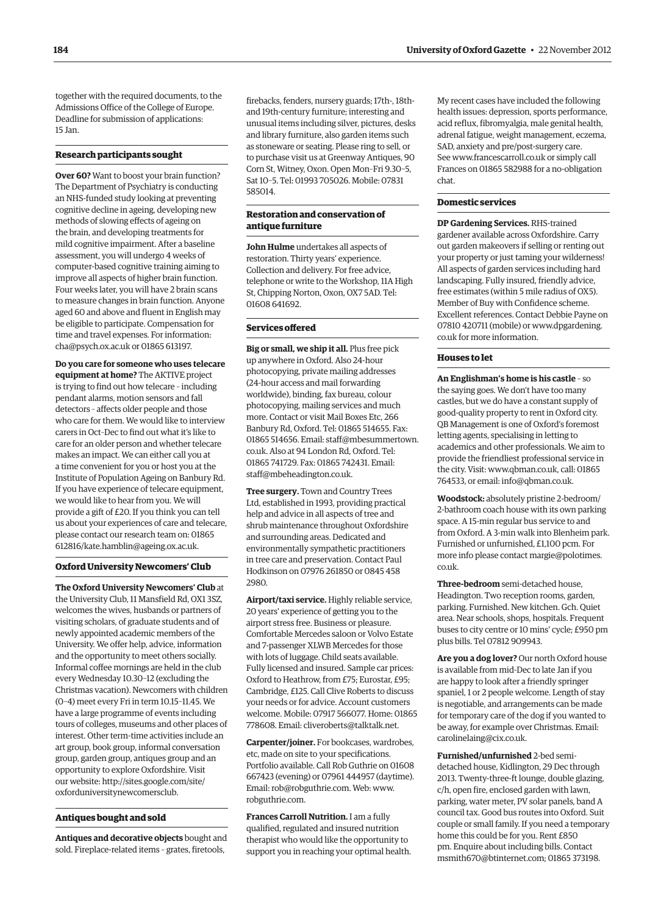together with the required documents, to the Admissions Office of the College of Europe. Deadline for submission of applications: 15 Jan.

### Research participants sought

**Over 60?** Want to boost your brain function? The Department of Psychiatry is conducting an NHS-funded study looking at preventing cognitive decline in ageing, developing new methods of slowing effects of ageing on the brain, and developing treatments for mild cognitive impairment. After a baseline assessment, you will undergo 4 weeks of computer-based cognitive training aiming to improve all aspects of higher brain function. Four weeks later, you will have 2 brain scans to measure changes in brain function. Anyone aged 60 and above and fluent in English may be eligible to participate. Compensation for time and travel expenses. For information: cha@psych.ox.ac.uk or 01865 613197.

**Do you care for someone who uses telecare equipment at home?** The AKTIVE project is trying to find out how telecare – including pendant alarms, motion sensors and fall detectors – affects older people and those who care for them. We would like to interview carers in Oct–Dec to find out what it's like to care for an older person and whether telecare makes an impact. We can either call you at a time convenient for you or host you at the Institute of Population Ageing on Banbury Rd. If you have experience of telecare equipment, we would like to hear from you. We will provide a gift of £20. If you think you can tell us about your experiences of care and telecare, please contact our research team on: 01865 612816/kate.hamblin@ageing.ox.ac.uk.

### Oxford University Newcomers' Club

**The Oxford University Newcomers' Club** at the University Club, 11 Mansfield Rd, OX1 3SZ, welcomes the wives, husbands or partners of visiting scholars, of graduate students and of newly appointed academic members of the University. We offer help, advice, information and the opportunity to meet others socially. Informal coffee mornings are held in the club every Wednesday 10.30–12 (excluding the Christmas vacation). Newcomers with children (0–4) meet every Fri in term 10.15–11.45. We have a large programme of events including tours of colleges, museums and other places of interest. Other term-time activities include an art group, book group, informal conversation group, garden group, antiques group and an opportunity to explore Oxfordshire. Visit our website: http://sites.google.com/site/oxforduniversitynewcomersclub.

### Antiques bought and sold

**Antiques and decorative objects** bought and sold. Fireplace-related items – grates, firetools, firebacks, fenders, nursery guards; 17th-, 18th- and 19th-century furniture; interesting and unusual items including silver, pictures, desks and library furniture, also garden items such as stoneware or seating. Please ring to sell, or to purchase visit us at Greenway Antiques, 90 Corn St, Witney, Oxon. Open Mon–Fri 9.30–5, Sat 10–5. Tel: 01993 705026. Mobile: 07831 585014.

### Restoration and conservation of antique furniture

**John Hulme** undertakes all aspects of restoration. Thirty years' experience. Collection and delivery. For free advice, telephone or write to the Workshop, 11A High St, Chipping Norton, Oxon, OX7 5AD. Tel: 01608 641692.

### Services offered

**Big or small, we ship it all.** Plus free pick up anywhere in Oxford. Also 24-hour photocopying, private mailing addresses (24-hour access and mail forwarding worldwide), binding, fax bureau, colour photocopying, mailing services and much more. Contact or visit Mail Boxes Etc, 266 Banbury Rd, Oxford. Tel: 01865 514655. Fax: 01865 514656. Email: staff@mbesummertown.co.uk. Also at 94 London Rd, Oxford. Tel: 01865 741729. Fax: 01865 742431. Email: staff@mbeheadington.co.uk.

**Tree surgery.** Town and Country Trees Ltd, established in 1993, providing practical help and advice in all aspects of tree and shrub maintenance throughout Oxfordshire and surrounding areas. Dedicated and environmentally sympathetic practitioners in tree care and preservation. Contact Paul Hodkinson on 07976 261850 or 0845 458 2980.

**Airport/taxi service.** Highly reliable service, 20 years' experience of getting you to the airport stress free. Business or pleasure. Comfortable Mercedes saloon or Volvo Estate and 7-passenger XLWB Mercedes for those with lots of luggage. Child seats available. Fully licensed and insured. Sample car prices: Oxford to Heathrow, from £75; Eurostar, £95; Cambridge, £125. Call Clive Roberts to discuss your needs or for advice. Account customers welcome. Mobile: 07917 566077. Home: 01865 778608. Email: cliveroberts@talktalk.net.

**Carpenter/joiner.** For bookcases, wardrobes, etc, made on site to your specifications. Portfolio available. Call Rob Guthrie on 01608 667423 (evening) or 07961 444957 (daytime). Email: rob@robguthrie.com. Web: www.robguthrie.com.

**Frances Carroll Nutrition.** I am a fully qualified, regulated and insured nutrition therapist who would like the opportunity to support you in reaching your optimal health. My recent cases have included the following health issues: depression, sports performance, acid reflux, fibromyalgia, male genital health, adrenal fatigue, weight management, eczema, SAD, anxiety and pre/post-surgery care. See www.francescarroll.co.uk or simply call Frances on 01865 582988 for a no-obligation chat.

### Domestic services

**DP Gardening Services.** RHS-trained gardener available across Oxfordshire. Carry out garden makeovers if selling or renting out your property or just taming your wilderness! All aspects of garden services including hard landscaping. Fully insured, friendly advice, free estimates (within 5 mile radius of OX5). Member of Buy with Confidence scheme. Excellent references. Contact Debbie Payne on 07810 420711 (mobile) or www.dpgardening.co.uk for more information.

### Houses to let

**An Englishman's home is his castle** – so the saying goes. We don't have too many castles, but we do have a constant supply of good-quality property to rent in Oxford city. QB Management is one of Oxford's foremost letting agents, specialising in letting to academics and other professionals. We aim to provide the friendliest professional service in the city. Visit: www.qbman.co.uk, call: 01865 764533, or email: info@qbman.co.uk.

**Woodstock:** absolutely pristine 2-bedroom/2-bathroom coach house with its own parking space. A 15-min regular bus service to and from Oxford. A 3-min walk into Blenheim park. Furnished or unfurnished, £1,100 pcm. For more info please contact margie@polotimes.co.uk.

**Three-bedroom** semi-detached house, Headington. Two reception rooms, garden, parking. Furnished. New kitchen. Gch. Quiet area. Near schools, shops, hospitals. Frequent buses to city centre or 10 mins' cycle; £950 pm plus bills. Tel 07812 909943.

**Are you a dog lover?** Our north Oxford house is available from mid-Dec to late Jan if you are happy to look after a friendly springer spaniel, 1 or 2 people welcome. Length of stay is negotiable, and arrangements can be made for temporary care of the dog if you wanted to be away, for example over Christmas. Email: carolinelaing@cix.co.uk.

**Furnished/unfurnished** 2-bed semi-detached house, Kidlington, 29 Dec through 2013. Twenty-three-ft lounge, double glazing, c/h, open fire, enclosed garden with lawn, parking, water meter, PV solar panels, band A council tax. Good bus routes into Oxford. Suit couple or small family. If you need a temporary home this could be for you. Rent £850 pm. Enquire about including bills. Contact msmith670@btinternet.com; 01865 373198.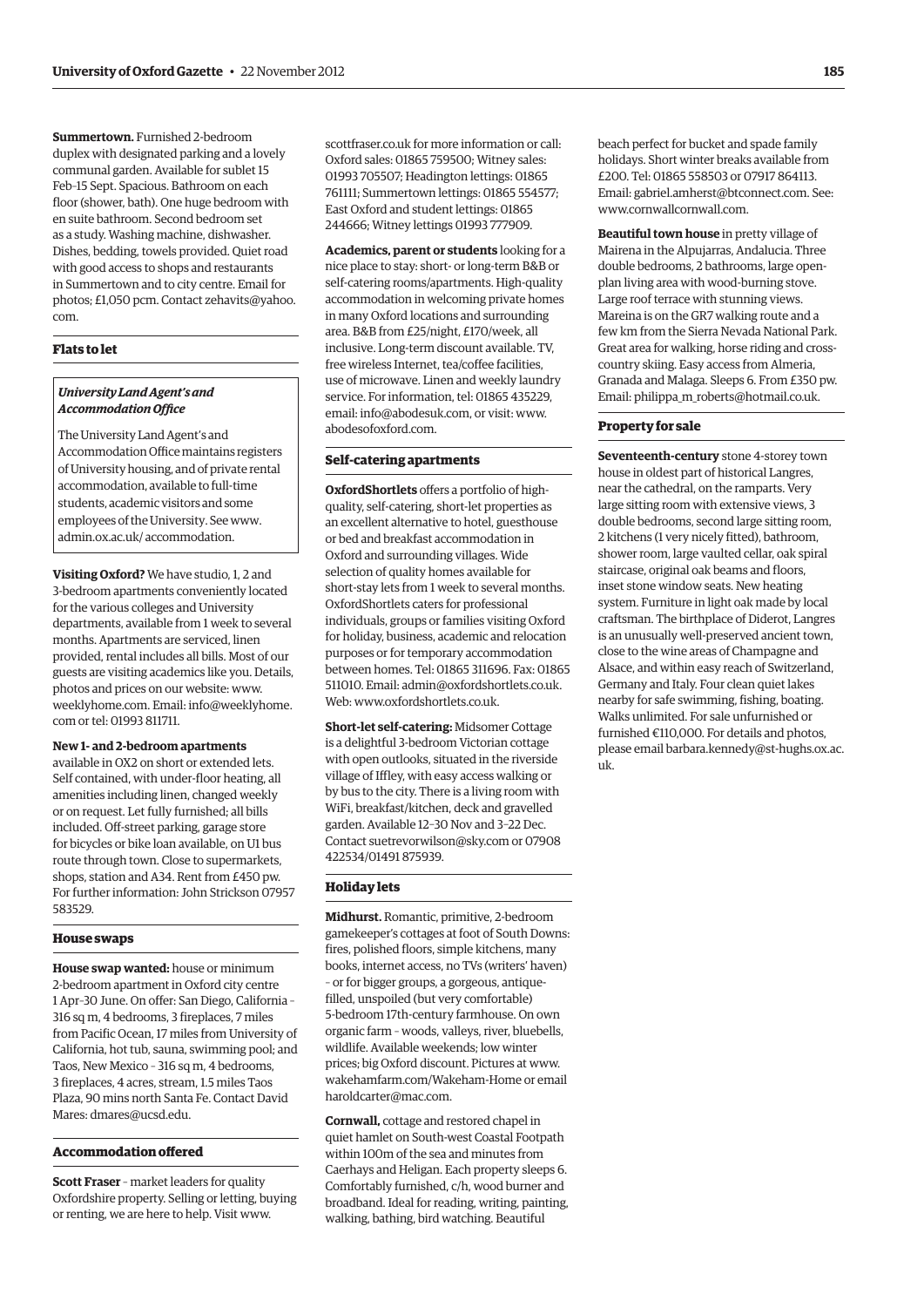**Summertown.** Furnished 2-bedroom duplex with designated parking and a lovely communal garden. Available for sublet 15 Feb–15 Sept. Spacious. Bathroom on each floor (shower, bath). One huge bedroom with en suite bathroom. Second bedroom set as a study. Washing machine, dishwasher. Dishes, bedding, towels provided. Quiet road with good access to shops and restaurants in Summertown and to city centre. Email for photos; £1,050 pcm. Contact zehavits@yahoo.com.

### Flats to let

***University Land Agent's and Accommodation Office***

The University Land Agent's and Accommodation Office maintains registers of University housing, and of private rental accommodation, available to full-time students, academic visitors and some employees of the University. See www.admin.ox.ac.uk/accommodation.

**Visiting Oxford?** We have studio, 1, 2 and 3-bedroom apartments conveniently located for the various colleges and University departments, available from 1 week to several months. Apartments are serviced, linen provided, rental includes all bills. Most of our guests are visiting academics like you. Details, photos and prices on our website: www.weeklyhome.com. Email: info@weeklyhome.com or tel: 01993 811711.

**New 1- and 2-bedroom apartments** available in OX2 on short or extended lets. Self contained, with under-floor heating, all amenities including linen, changed weekly or on request. Let fully furnished; all bills included. Off-street parking, garage store for bicycles or bike loan available, on U1 bus route through town. Close to supermarkets, shops, station and A34. Rent from £450 pw. For further information: John Strickson 07957 583529.

### House swaps

**House swap wanted:** house or minimum 2-bedroom apartment in Oxford city centre 1 Apr–30 June. On offer: San Diego, California – 316 sq m, 4 bedrooms, 3 fireplaces, 7 miles from Pacific Ocean, 17 miles from University of California, hot tub, sauna, swimming pool; and Taos, New Mexico – 316 sq m, 4 bedrooms, 3 fireplaces, 4 acres, stream, 1.5 miles Taos Plaza, 90 mins north Santa Fe. Contact David Mares: dmares@ucsd.edu.

### Accommodation offered

**Scott Fraser** – market leaders for quality Oxfordshire property. Selling or letting, buying or renting, we are here to help. Visit www.scottfraser.co.uk for more information or call: Oxford sales: 01865 759500; Witney sales: 01993 705507; Headington lettings: 01865 761111; Summertown lettings: 01865 554577; East Oxford and student lettings: 01865 244666; Witney lettings 01993 777909.

**Academics, parent or students** looking for a nice place to stay: short- or long-term B&B or self-catering rooms/apartments. High-quality accommodation in welcoming private homes in many Oxford locations and surrounding area. B&B from £25/night, £170/week, all inclusive. Long-term discount available. TV, free wireless Internet, tea/coffee facilities, use of microwave. Linen and weekly laundry service. For information, tel: 01865 435229, email: info@abodesuk.com, or visit: www.abodesofoxford.com.

### Self-catering apartments

**OxfordShortlets** offers a portfolio of high-quality, self-catering, short-let properties as an excellent alternative to hotel, guesthouse or bed and breakfast accommodation in Oxford and surrounding villages. Wide selection of quality homes available for short-stay lets from 1 week to several months. OxfordShortlets caters for professional individuals, groups or families visiting Oxford for holiday, business, academic and relocation purposes or for temporary accommodation between homes. Tel: 01865 311696. Fax: 01865 511010. Email: admin@oxfordshortlets.co.uk. Web: www.oxfordshortlets.co.uk.

**Short-let self-catering:** Midsomer Cottage is a delightful 3-bedroom Victorian cottage with open outlooks, situated in the riverside village of Iffley, with easy access walking or by bus to the city. There is a living room with WiFi, breakfast/kitchen, deck and gravelled garden. Available 12–30 Nov and 3–22 Dec. Contact suetrevorwilson@sky.com or 07908 422534/01491 875939.

### Holiday lets

**Midhurst.** Romantic, primitive, 2-bedroom gamekeeper's cottages at foot of South Downs: fires, polished floors, simple kitchens, many books, internet access, no TVs (writers' haven) – or for bigger groups, a gorgeous, antique-filled, unspoiled (but very comfortable) 5-bedroom 17th-century farmhouse. On own organic farm – woods, valleys, river, bluebells, wildlife. Available weekends; low winter prices; big Oxford discount. Pictures at www.wakehamfarm.com/Wakeham-Home or email haroldcarter@mac.com.

**Cornwall,** cottage and restored chapel in quiet hamlet on South-west Coastal Footpath within 100m of the sea and minutes from Caerhays and Heligan. Each property sleeps 6. Comfortably furnished, c/h, wood burner and broadband. Ideal for reading, writing, painting, walking, bathing, bird watching. Beautiful beach perfect for bucket and spade family holidays. Short winter breaks available from £200. Tel: 01865 558503 or 07917 864113. Email: gabriel.amherst@btconnect.com. See: www.cornwallcornwall.com.

**Beautiful town house** in pretty village of Mairena in the Alpujarras, Andalucia. Three double bedrooms, 2 bathrooms, large open-plan living area with wood-burning stove. Large roof terrace with stunning views. Mareina is on the GR7 walking route and a few km from the Sierra Nevada National Park. Great area for walking, horse riding and cross-country skiing. Easy access from Almeria, Granada and Malaga. Sleeps 6. From £350 pw. Email: philippa_m_roberts@hotmail.co.uk.

### Property for sale

**Seventeenth-century** stone 4-storey town house in oldest part of historical Langres, near the cathedral, on the ramparts. Very large sitting room with extensive views, 3 double bedrooms, second large sitting room, 2 kitchens (1 very nicely fitted), bathroom, shower room, large vaulted cellar, oak spiral staircase, original oak beams and floors, inset stone window seats. New heating system. Furniture in light oak made by local craftsman. The birthplace of Diderot, Langres is an unusually well-preserved ancient town, close to the wine areas of Champagne and Alsace, and within easy reach of Switzerland, Germany and Italy. Four clean quiet lakes nearby for safe swimming, fishing, boating. Walks unlimited. For sale unfurnished or furnished €110,000. For details and photos, please email barbara.kennedy@st-hughs.ox.ac.uk.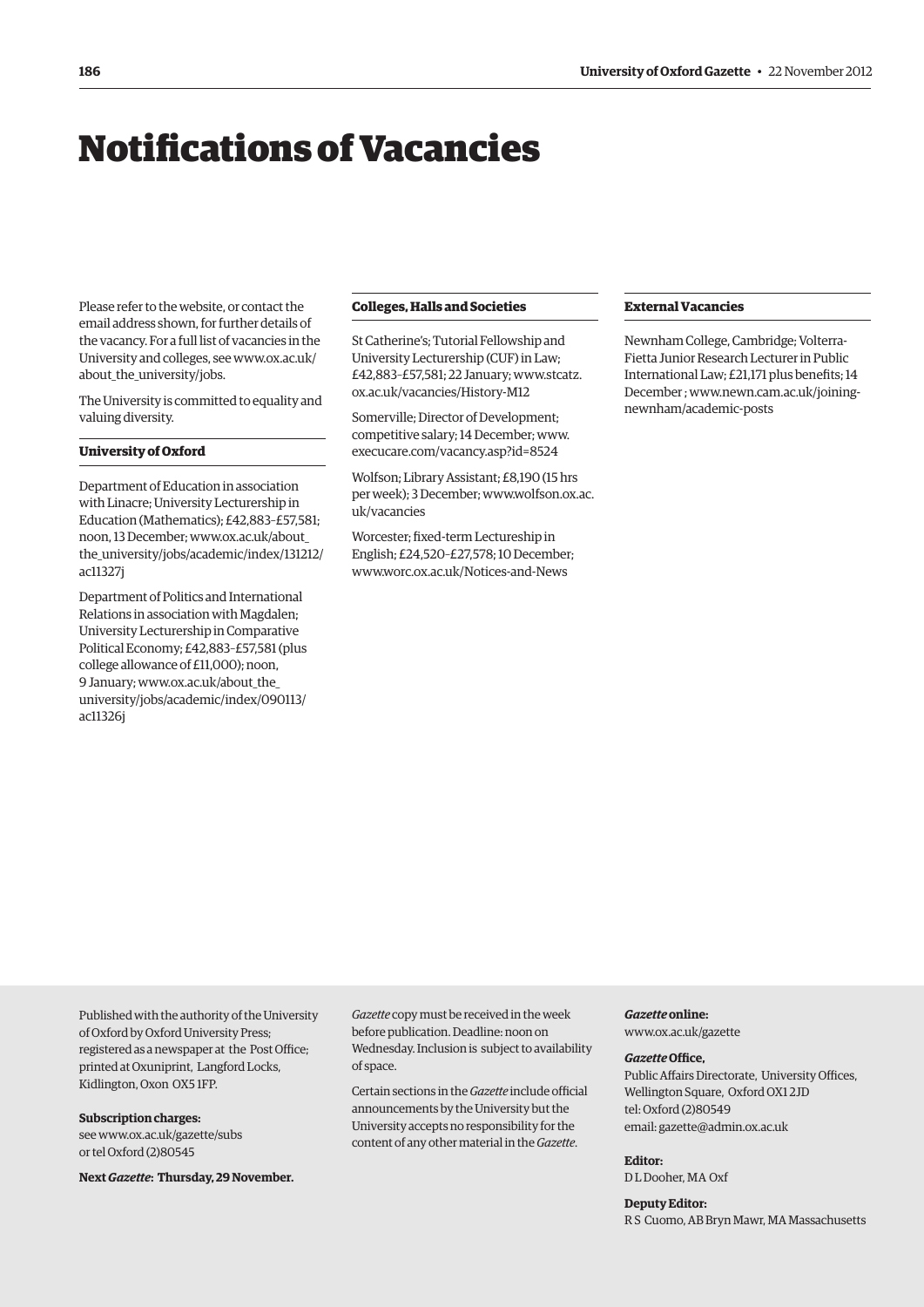# Notifications of Vacancies

Please refer to the website, or contact the email address shown, for further details of the vacancy. For a full list of vacancies in the University and colleges, see www.ox.ac.uk/about_the_university/jobs.

The University is committed to equality and valuing diversity.

### University of Oxford

Department of Education in association with Linacre; University Lecturership in Education (Mathematics); £42,883–£57,581; noon, 13 December; www.ox.ac.uk/about_the_university/jobs/academic/index/131212/ac11327j

Department of Politics and International Relations in association with Magdalen; University Lecturership in Comparative Political Economy; £42,883–£57,581 (plus college allowance of £11,000); noon, 9 January; www.ox.ac.uk/about_the_university/jobs/academic/index/090113/ac11326j

### Colleges, Halls and Societies

St Catherine's; Tutorial Fellowship and University Lecturership (CUF) in Law; £42,883–£57,581; 22 January; www.stcatz.ox.ac.uk/vacancies/History-M12

Somerville; Director of Development; competitive salary; 14 December; www.execucare.com/vacancy.asp?id=8524

Wolfson; Library Assistant; £8,190 (15 hrs per week); 3 December; www.wolfson.ox.ac.uk/vacancies

Worcester; fixed-term Lectureship in English; £24,520–£27,578; 10 December; www.worc.ox.ac.uk/Notices-and-News

### External Vacancies

Newnham College, Cambridge; Volterra-Fietta Junior Research Lecturer in Public International Law; £21,171 plus benefits; 14 December ; www.newn.cam.ac.uk/joining-newnham/academic-posts

Published with the authority of the University of Oxford by Oxford University Press; registered as a newspaper at the Post Office; printed at Oxuniprint, Langford Locks, Kidlington, Oxon OX5 1FP.

**Subscription charges:**
see www.ox.ac.uk/gazette/subs or tel Oxford (2)80545

**Next *Gazette*: Thursday, 29 November.**

*Gazette* copy must be received in the week before publication. Deadline: noon on Wednesday. Inclusion is subject to availability of space.

Certain sections in the *Gazette* include official announcements by the University but the University accepts no responsibility for the content of any other material in the *Gazette*.

***Gazette* online:**
www.ox.ac.uk/gazette

***Gazette* Office,**
Public Affairs Directorate, University Offices, Wellington Square, Oxford OX1 2JD
tel: Oxford (2)80549
email: gazette@admin.ox.ac.uk

**Editor:**
D L Dooher, MA Oxf

**Deputy Editor:**
R S Cuomo, AB Bryn Mawr, MA Massachusetts